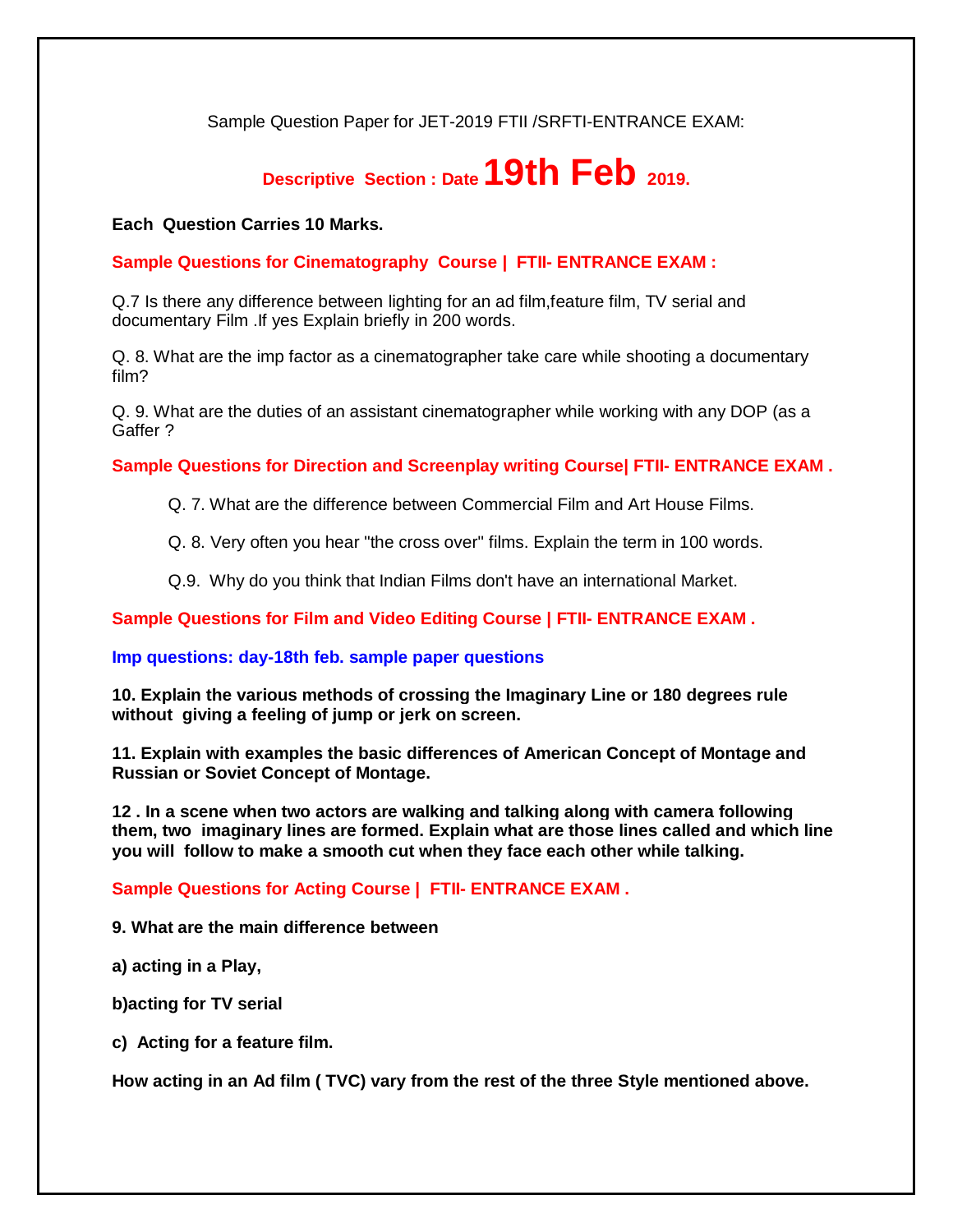Sample Question Paper for JET-2019 FTII /SRFTI-ENTRANCE EXAM:

# Descriptive Section : Date 19th Feb 2019.

**Each Question Carries 10 Marks.**

## Sample Questions for Cinematography Course | FTII- ENTRANCE EXAM :

Q.7 Is there any difference between lighting for an ad film,feature film, TV serial and documentary Film .If yes Explain briefly in 200 words.

Q. 8. What are the imp factor as a cinematographer take care while shooting a documentary film?

Q. 9. What are the duties of an assistant cinematographer while working with any DOP (as a Gaffer ?

## Sample Questions for Direction and Screenplay writing Course| FTII- ENTRANCE EXAM .

Q. 7. What are the difference between Commercial Film and Art House Films.

Q. 8. Very often you hear "the cross over" films. Explain the term in 100 words.

Q.9. Why do you think that Indian Films don't have an international Market.

## Sample Questions for Film and Video Editing Course | FTII- ENTRANCE EXAM .

**Imp questions: day-18th feb. sample paper questions**

**10. Explain the various methods of crossing the Imaginary Line or 180 degrees rule without giving a feeling of jump or jerk on screen.**

**11. Explain with examples the basic differences of American Concept of Montage and Russian or Soviet Concept of Montage.**

**12 . In a scene when two actors are walking and talking along with camera following them, two imaginary lines are formed. Explain what are those lines called and which line you will follow to make a smooth cut when they face each other while talking.**

## Sample Questions for Acting Course | FTII- ENTRANCE EXAM .

**9. What are the main difference between**

**a) acting in a Play,**

**b)acting for TV serial**

**c) Acting for a feature film.**

**How acting in an Ad film ( TVC) vary from the rest of the three Style mentioned above.**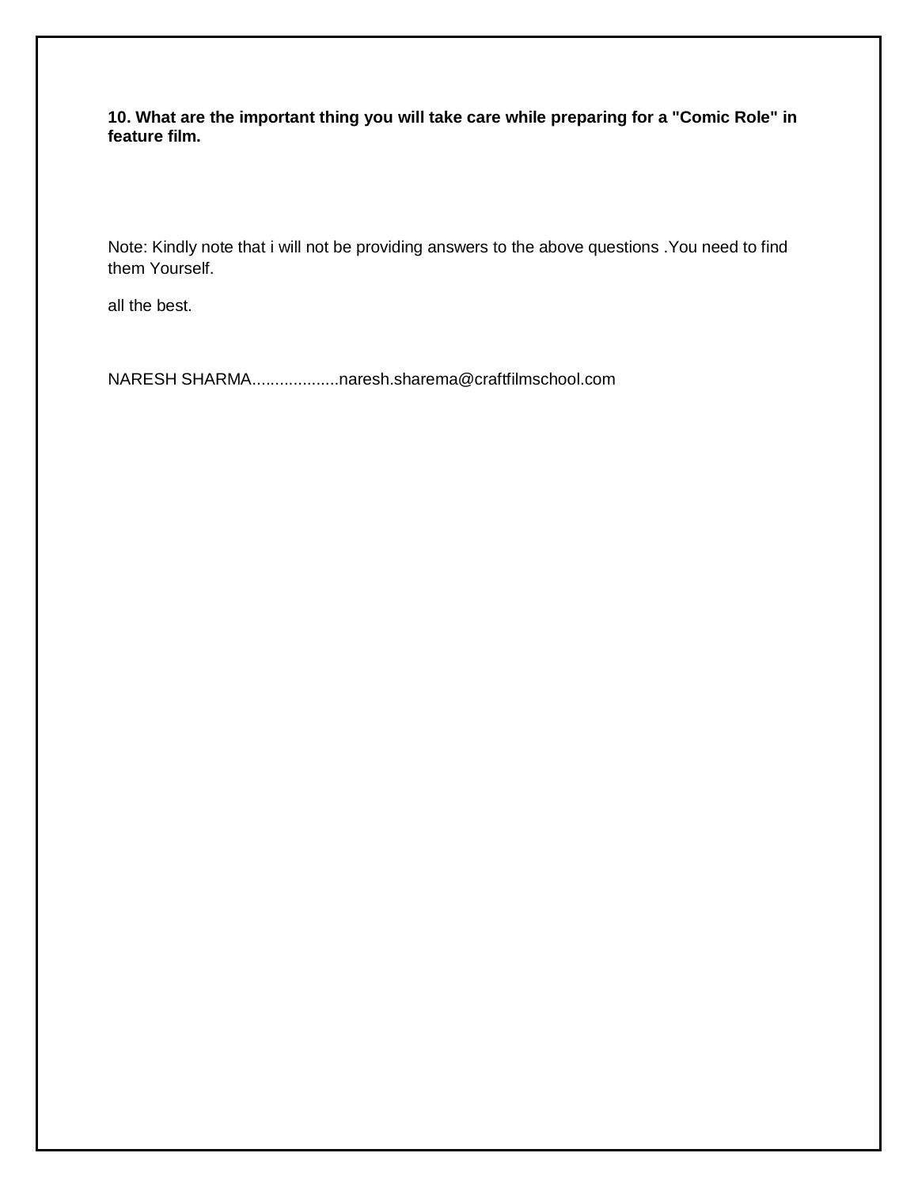**10. What are the important thing you will take care while preparing for a "Comic Role" in feature film.**

Note: Kindly note that i will not be providing answers to the above questions .You need to find them Yourself.

all the best.

NARESH SHARMA..................naresh.sharema@craftfilmschool.com